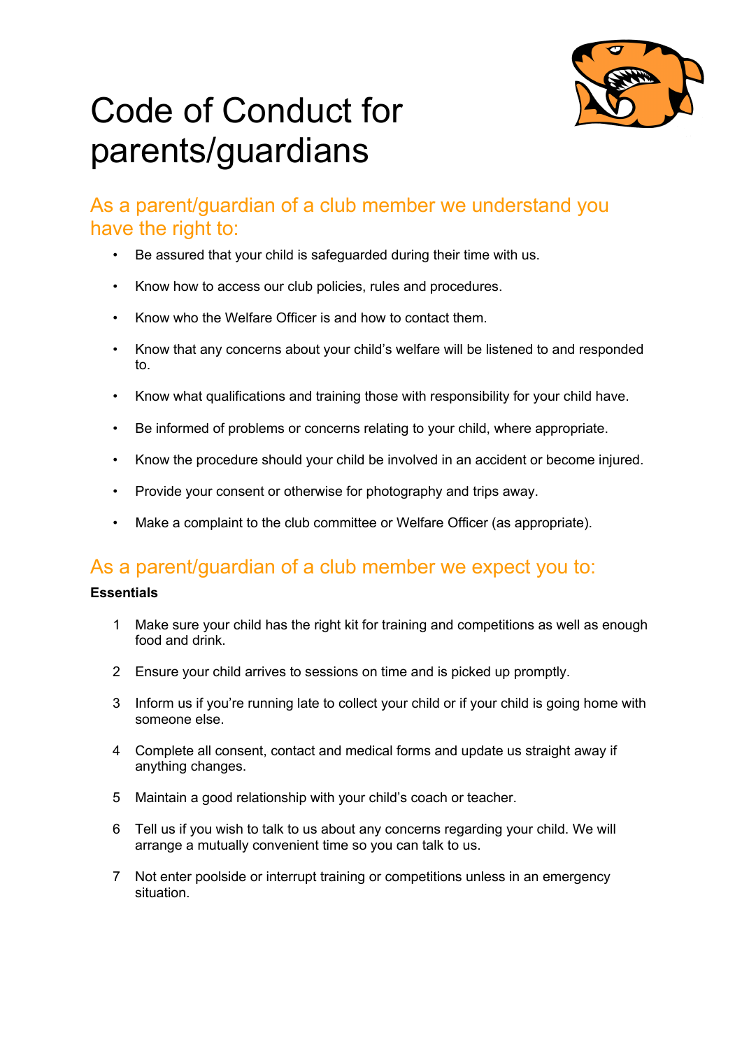# Code of Conduct for parents/guardians

## As a parent/guardian of a club member we understand you have the right to:

- Be assured that your child is safeguarded during their time with us.
- Know how to access our club policies, rules and procedures.
- Know who the Welfare Officer is and how to contact them.
- Know that any concerns about your child's welfare will be listened to and responded to.
- Know what qualifications and training those with responsibility for your child have.
- Be informed of problems or concerns relating to your child, where appropriate.
- Know the procedure should your child be involved in an accident or become injured.
- Provide your consent or otherwise for photography and trips away.
- Make a complaint to the club committee or Welfare Officer (as appropriate).

## As a parent/guardian of a club member we expect you to:

**Essentials**

1. Make sure your child has the right kit for training and competitions as well as enough food and drink.
2. Ensure your child arrives to sessions on time and is picked up promptly.
3. Inform us if you're running late to collect your child or if your child is going home with someone else.
4. Complete all consent, contact and medical forms and update us straight away if anything changes.
5. Maintain a good relationship with your child's coach or teacher.
6. Tell us if you wish to talk to us about any concerns regarding your child. We will arrange a mutually convenient time so you can talk to us.
7. Not enter poolside or interrupt training or competitions unless in an emergency situation.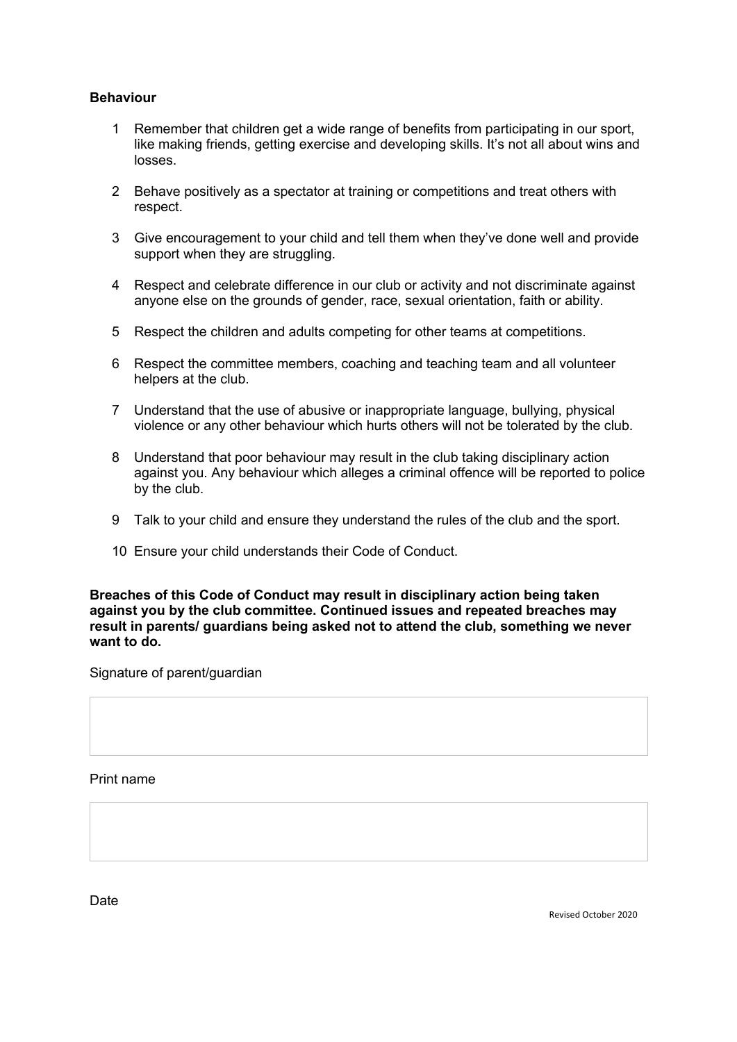**Behaviour**

1. Remember that children get a wide range of benefits from participating in our sport, like making friends, getting exercise and developing skills. It's not all about wins and losses.
2. Behave positively as a spectator at training or competitions and treat others with respect.
3. Give encouragement to your child and tell them when they've done well and provide support when they are struggling.
4. Respect and celebrate difference in our club or activity and not discriminate against anyone else on the grounds of gender, race, sexual orientation, faith or ability.
5. Respect the children and adults competing for other teams at competitions.
6. Respect the committee members, coaching and teaching team and all volunteer helpers at the club.
7. Understand that the use of abusive or inappropriate language, bullying, physical violence or any other behaviour which hurts others will not be tolerated by the club.
8. Understand that poor behaviour may result in the club taking disciplinary action against you. Any behaviour which alleges a criminal offence will be reported to police by the club.
9. Talk to your child and ensure they understand the rules of the club and the sport.
10. Ensure your child understands their Code of Conduct.

**Breaches of this Code of Conduct may result in disciplinary action being taken against you by the club committee. Continued issues and repeated breaches may result in parents/ guardians being asked not to attend the club, something we never want to do.**

Signature of parent/guardian

Print name

Date

Revised October 2020